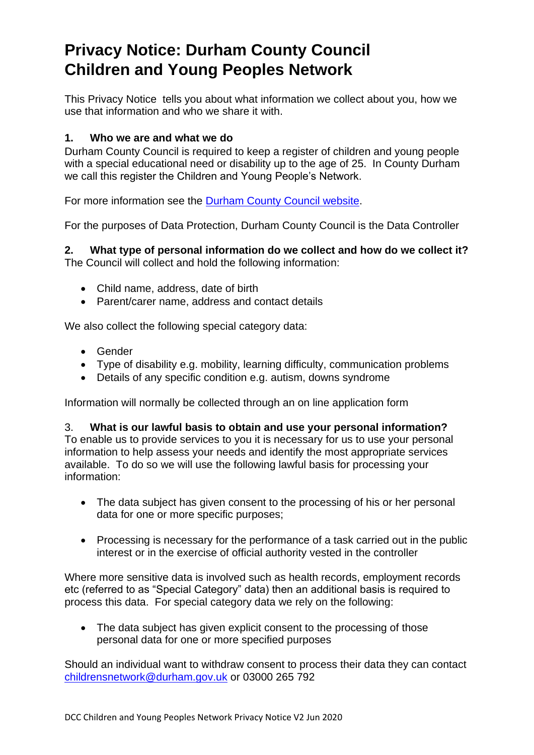# Privacy Notice: Durham County Council Children and Young Peoples Network

This Privacy Notice tells you about what information we collect about you, how we use that information and who we share it with.

### 1. Who we are and what we do

Durham County Council is required to keep a register of children and young people with a special educational need or disability up to the age of 25. In County Durham we call this register the Children and Young People's Network.

For more information see the [Durham County Council website](#).

For the purposes of Data Protection, Durham County Council is the Data Controller

### 2. What type of personal information do we collect and how do we collect it?

The Council will collect and hold the following information:

- Child name, address, date of birth
- Parent/carer name, address and contact details

We also collect the following special category data:

- Gender
- Type of disability e.g. mobility, learning difficulty, communication problems
- Details of any specific condition e.g. autism, downs syndrome

Information will normally be collected through an on line application form

### 3. What is our lawful basis to obtain and use your personal information?

To enable us to provide services to you it is necessary for us to use your personal information to help assess your needs and identify the most appropriate services available. To do so we will use the following lawful basis for processing your information:

- The data subject has given consent to the processing of his or her personal data for one or more specific purposes;
- Processing is necessary for the performance of a task carried out in the public interest or in the exercise of official authority vested in the controller

Where more sensitive data is involved such as health records, employment records etc (referred to as "Special Category" data) then an additional basis is required to process this data. For special category data we rely on the following:

- The data subject has given explicit consent to the processing of those personal data for one or more specified purposes

Should an individual want to withdraw consent to process their data they can contact childrensnetwork@durham.gov.uk or 03000 265 792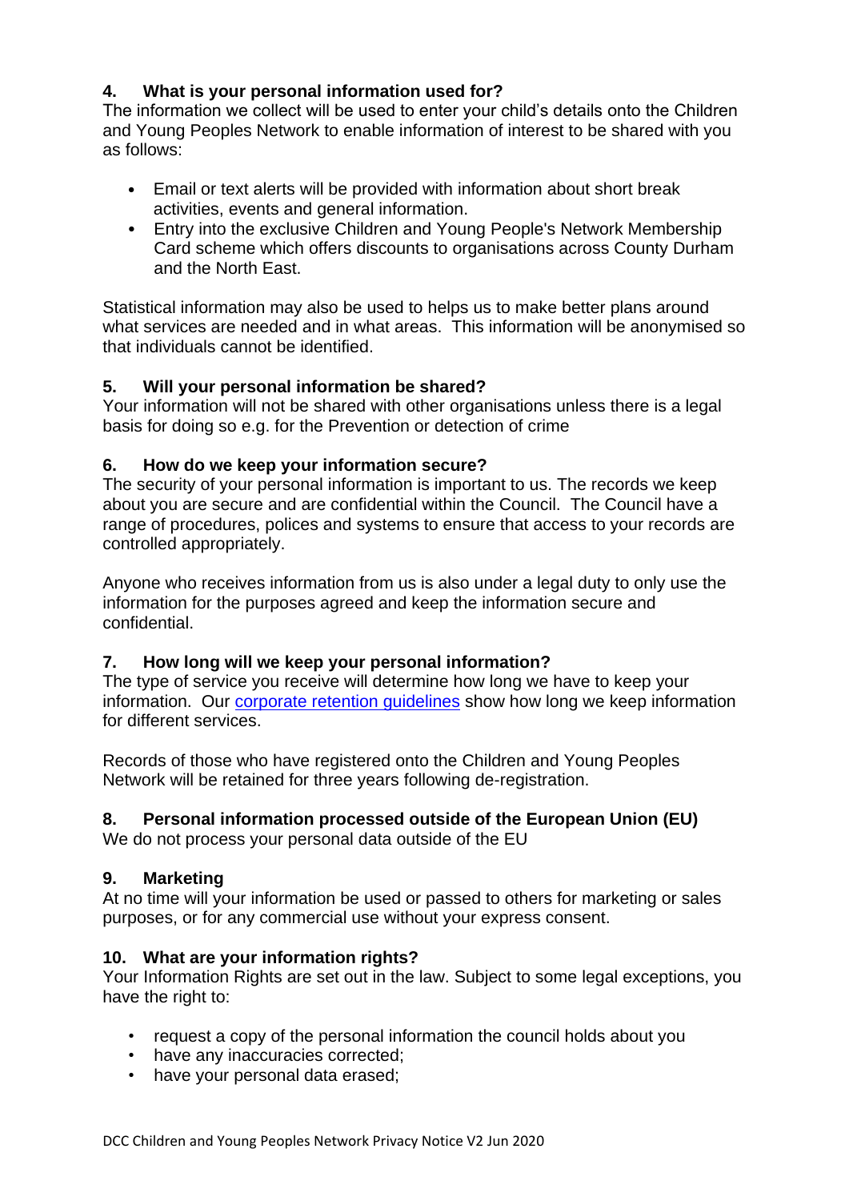## 4. What is your personal information used for?

The information we collect will be used to enter your child's details onto the Children and Young Peoples Network to enable information of interest to be shared with you as follows:

- Email or text alerts will be provided with information about short break activities, events and general information.
- Entry into the exclusive Children and Young People's Network Membership Card scheme which offers discounts to organisations across County Durham and the North East.

Statistical information may also be used to helps us to make better plans around what services are needed and in what areas. This information will be anonymised so that individuals cannot be identified.

## 5. Will your personal information be shared?

Your information will not be shared with other organisations unless there is a legal basis for doing so e.g. for the Prevention or detection of crime

## 6. How do we keep your information secure?

The security of your personal information is important to us. The records we keep about you are secure and are confidential within the Council. The Council have a range of procedures, polices and systems to ensure that access to your records are controlled appropriately.

Anyone who receives information from us is also under a legal duty to only use the information for the purposes agreed and keep the information secure and confidential.

## 7. How long will we keep your personal information?

The type of service you receive will determine how long we have to keep your information. Our corporate retention guidelines show how long we keep information for different services.

Records of those who have registered onto the Children and Young Peoples Network will be retained for three years following de-registration.

## 8. Personal information processed outside of the European Union (EU)

We do not process your personal data outside of the EU

## 9. Marketing

At no time will your information be used or passed to others for marketing or sales purposes, or for any commercial use without your express consent.

## 10. What are your information rights?

Your Information Rights are set out in the law. Subject to some legal exceptions, you have the right to:

- request a copy of the personal information the council holds about you
- have any inaccuracies corrected;
- have your personal data erased;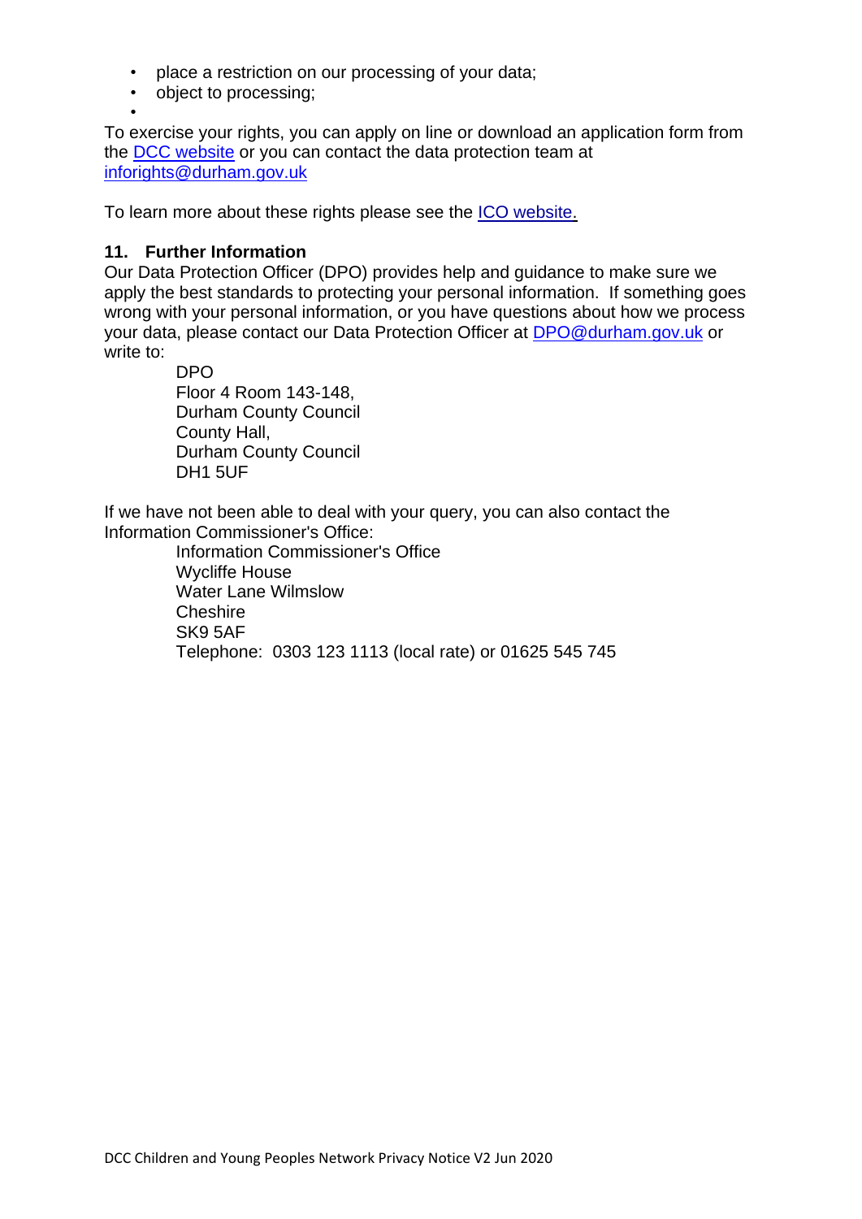- place a restriction on our processing of your data;
- object to processing;
- 

To exercise your rights, you can apply on line or download an application form from the DCC website or you can contact the data protection team at inforights@durham.gov.uk

To learn more about these rights please see the ICO website.

**11. Further Information**

Our Data Protection Officer (DPO) provides help and guidance to make sure we apply the best standards to protecting your personal information. If something goes wrong with your personal information, or you have questions about how we process your data, please contact our Data Protection Officer at DPO@durham.gov.uk or write to:

DPO
Floor 4 Room 143-148,
Durham County Council
County Hall,
Durham County Council
DH1 5UF

If we have not been able to deal with your query, you can also contact the Information Commissioner's Office:

Information Commissioner's Office
Wycliffe House
Water Lane Wilmslow
Cheshire
SK9 5AF
Telephone: 0303 123 1113 (local rate) or 01625 545 745